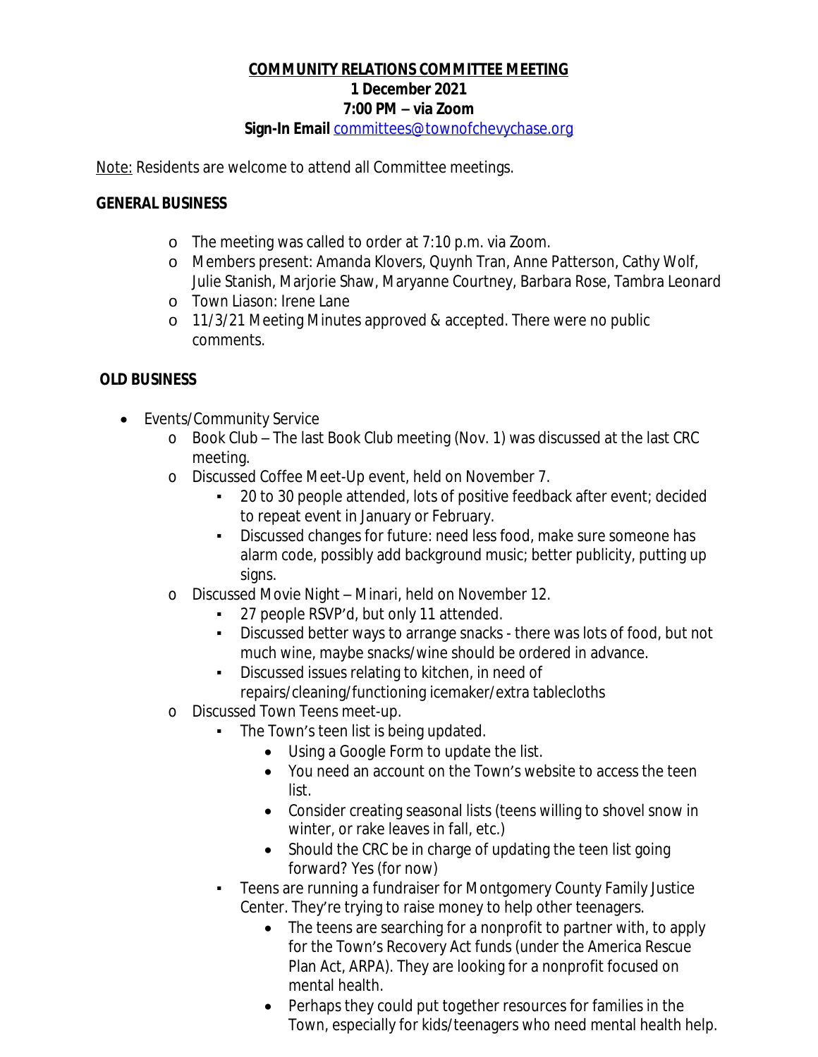**COMMUNITY RELATIONS COMMITTEE MEETING**
**1 December 2021**
**7:00 PM – via Zoom**
**Sign-In Email** committees@townofchevychase.org

Note: Residents are welcome to attend all Committee meetings.

**GENERAL BUSINESS**

- The meeting was called to order at 7:10 p.m. via Zoom.
- Members present: Amanda Klovers, Quynh Tran, Anne Patterson, Cathy Wolf, Julie Stanish, Marjorie Shaw, Maryanne Courtney, Barbara Rose, Tambra Leonard
- Town Liason: Irene Lane
- 11/3/21 Meeting Minutes approved & accepted. There were no public comments.

**OLD BUSINESS**

- Events/Community Service
  - Book Club – The last Book Club meeting (Nov. 1) was discussed at the last CRC meeting.
  - Discussed Coffee Meet-Up event, held on November 7.
    - 20 to 30 people attended, lots of positive feedback after event; decided to repeat event in January or February.
    - Discussed changes for future: need less food, make sure someone has alarm code, possibly add background music; better publicity, putting up signs.
  - Discussed Movie Night – Minari, held on November 12.
    - 27 people RSVP'd, but only 11 attended.
    - Discussed better ways to arrange snacks - there was lots of food, but not much wine, maybe snacks/wine should be ordered in advance.
    - Discussed issues relating to kitchen, in need of repairs/cleaning/functioning icemaker/extra tablecloths
  - Discussed Town Teens meet-up.
    - The Town's teen list is being updated.
      - Using a Google Form to update the list.
      - You need an account on the Town's website to access the teen list.
      - Consider creating seasonal lists (teens willing to shovel snow in winter, or rake leaves in fall, etc.)
      - Should the CRC be in charge of updating the teen list going forward? Yes (for now)
    - Teens are running a fundraiser for Montgomery County Family Justice Center. They're trying to raise money to help other teenagers.
      - The teens are searching for a nonprofit to partner with, to apply for the Town's Recovery Act funds (under the America Rescue Plan Act, ARPA). They are looking for a nonprofit focused on mental health.
      - Perhaps they could put together resources for families in the Town, especially for kids/teenagers who need mental health help.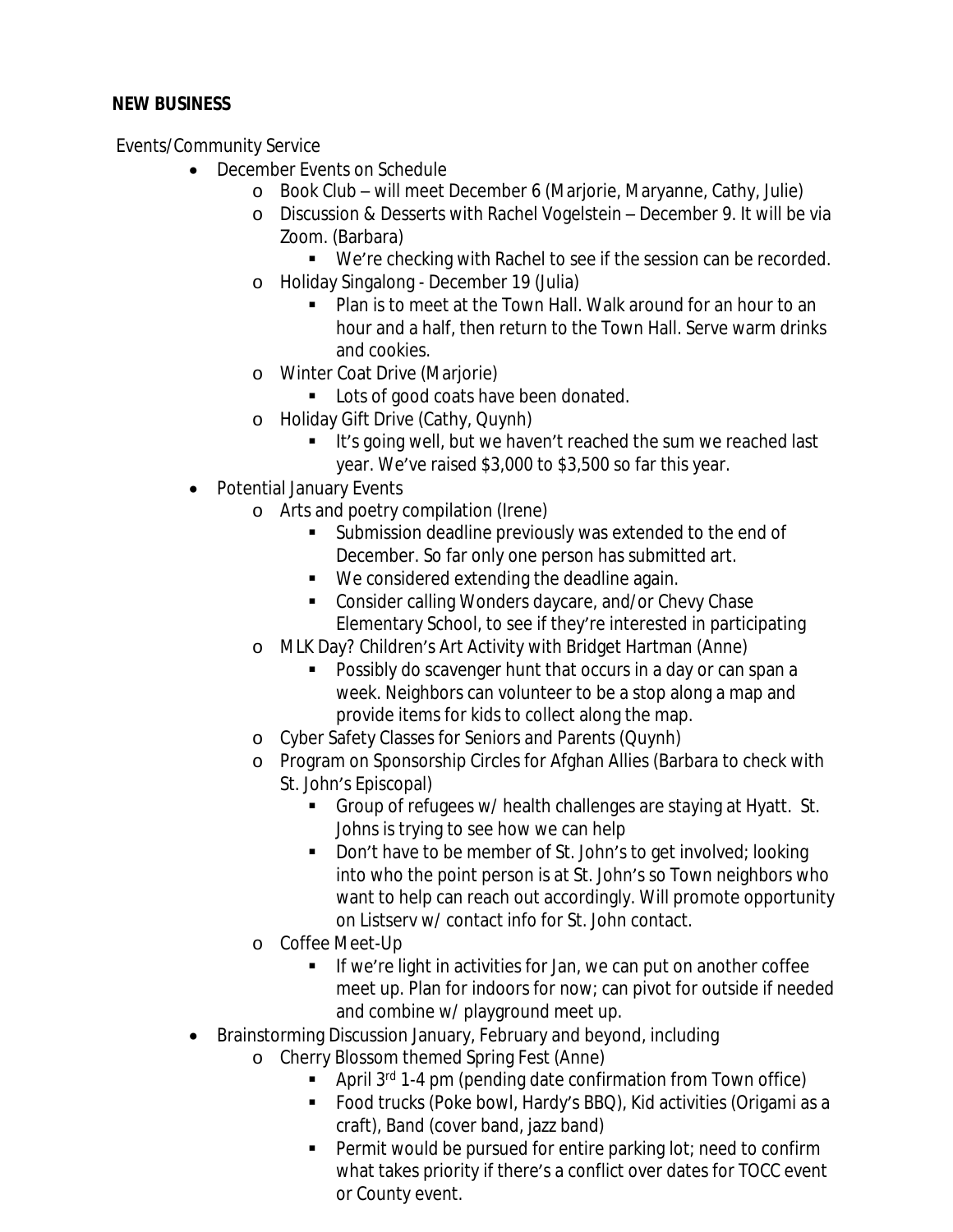**NEW BUSINESS**

Events/Community Service

- December Events on Schedule
    - Book Club – will meet December 6 (Marjorie, Maryanne, Cathy, Julie)
    - Discussion & Desserts with Rachel Vogelstein – December 9. It will be via Zoom. (Barbara)
        - We're checking with Rachel to see if the session can be recorded.
    - Holiday Singalong - December 19 (Julia)
        - Plan is to meet at the Town Hall. Walk around for an hour to an hour and a half, then return to the Town Hall. Serve warm drinks and cookies.
    - Winter Coat Drive (Marjorie)
        - Lots of good coats have been donated.
    - Holiday Gift Drive (Cathy, Quynh)
        - It's going well, but we haven't reached the sum we reached last year. We've raised $3,000 to $3,500 so far this year.
- Potential January Events
    - Arts and poetry compilation (Irene)
        - Submission deadline previously was extended to the end of December. So far only one person has submitted art.
        - We considered extending the deadline again.
        - Consider calling Wonders daycare, and/or Chevy Chase Elementary School, to see if they're interested in participating
    - MLK Day? Children's Art Activity with Bridget Hartman (Anne)
        - Possibly do scavenger hunt that occurs in a day or can span a week. Neighbors can volunteer to be a stop along a map and provide items for kids to collect along the map.
    - Cyber Safety Classes for Seniors and Parents (Quynh)
    - Program on Sponsorship Circles for Afghan Allies (Barbara to check with St. John's Episcopal)
        - Group of refugees w/ health challenges are staying at Hyatt. St. Johns is trying to see how we can help
        - Don't have to be member of St. John's to get involved; looking into who the point person is at St. John's so Town neighbors who want to help can reach out accordingly. Will promote opportunity on Listserv w/ contact info for St. John contact.
    - Coffee Meet-Up
        - If we're light in activities for Jan, we can put on another coffee meet up. Plan for indoors for now; can pivot for outside if needed and combine w/ playground meet up.
- Brainstorming Discussion January, February and beyond, including
    - Cherry Blossom themed Spring Fest (Anne)
        - April 3rd 1-4 pm (pending date confirmation from Town office)
        - Food trucks (Poke bowl, Hardy's BBQ), Kid activities (Origami as a craft), Band (cover band, jazz band)
        - Permit would be pursued for entire parking lot; need to confirm what takes priority if there's a conflict over dates for TOCC event or County event.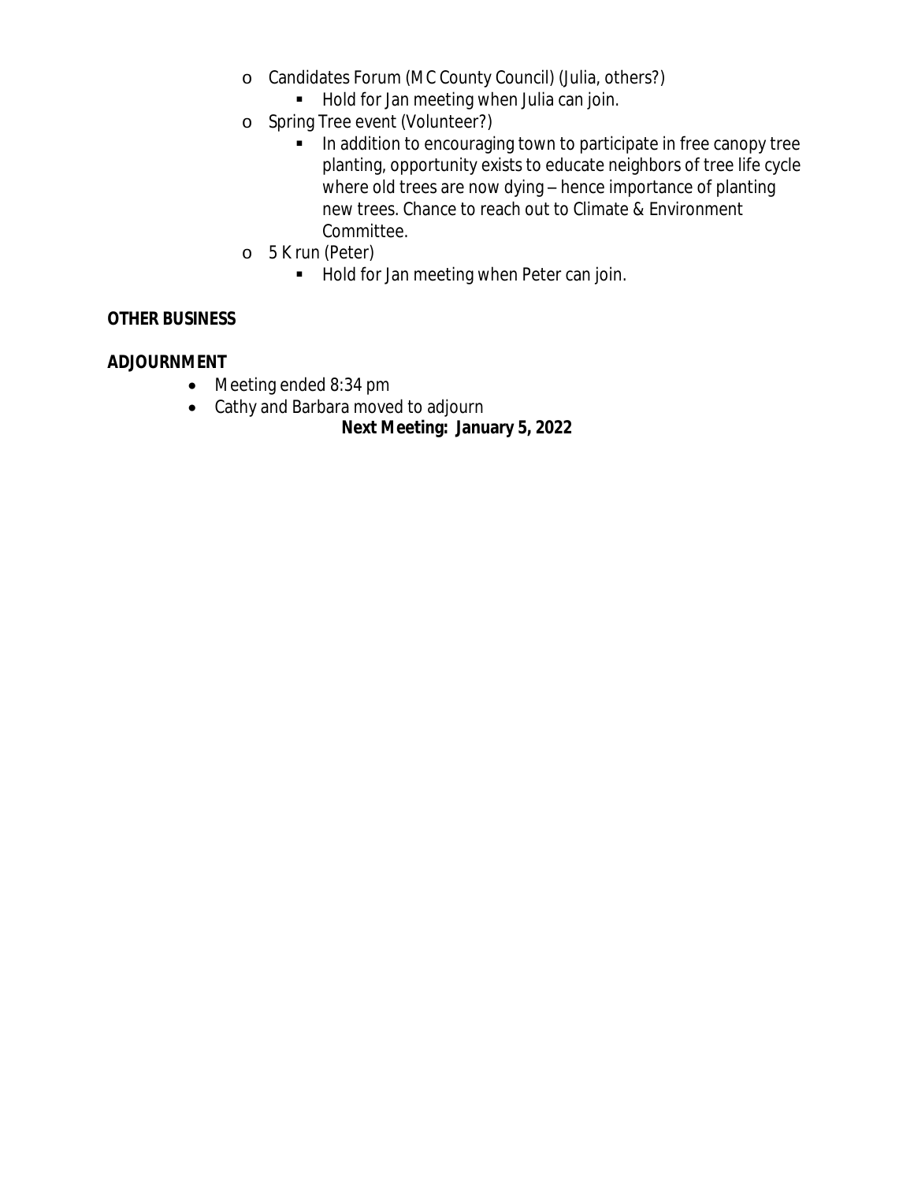- Candidates Forum (MC County Council) (Julia, others?)
  - Hold for Jan meeting when Julia can join.
- Spring Tree event (Volunteer?)
  - In addition to encouraging town to participate in free canopy tree planting, opportunity exists to educate neighbors of tree life cycle where old trees are now dying – hence importance of planting new trees. Chance to reach out to Climate & Environment Committee.
- 5 K run (Peter)
  - Hold for Jan meeting when Peter can join.

**OTHER BUSINESS**

**ADJOURNMENT**

- Meeting ended 8:34 pm
- Cathy and Barbara moved to adjourn

**Next Meeting: January 5, 2022**